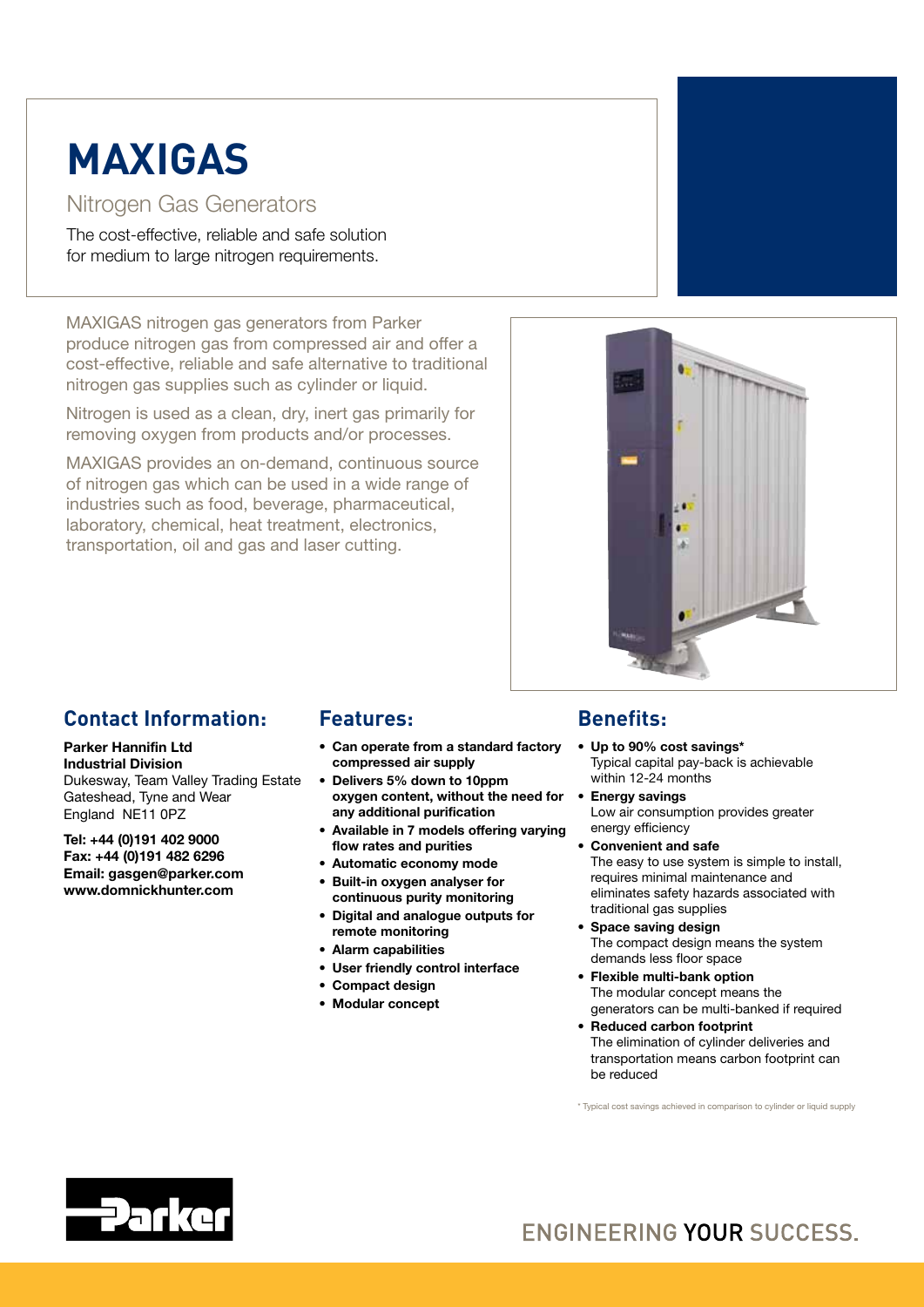# MAXIGAS

## Nitrogen Gas Generators

The cost-effective, reliable and safe solution for medium to large nitrogen requirements.

MAXIGAS nitrogen gas generators from Parker produce nitrogen gas from compressed air and offer a cost-effective, reliable and safe alternative to traditional nitrogen gas supplies such as cylinder or liquid.

Nitrogen is used as a clean, dry, inert gas primarily for removing oxygen from products and/or processes.

MAXIGAS provides an on-demand, continuous source of nitrogen gas which can be used in a wide range of industries such as food, beverage, pharmaceutical, laboratory, chemical, heat treatment, electronics, transportation, oil and gas and laser cutting.

## Contact Information:

**Parker Hannifin Ltd**
**Industrial Division**
Dukesway, Team Valley Trading Estate
Gateshead, Tyne and Wear
England NE11 0PZ

**Tel: +44 (0)191 402 9000**
**Fax: +44 (0)191 482 6296**
**Email: gasgen@parker.com**
**www.domnickhunter.com**

## Features:

- **Can operate from a standard factory compressed air supply**
- **Delivers 5% down to 10ppm oxygen content, without the need for any additional purification**
- **Available in 7 models offering varying flow rates and purities**
- **Automatic economy mode**
- **Built-in oxygen analyser for continuous purity monitoring**
- **Digital and analogue outputs for remote monitoring**
- **Alarm capabilities**
- **User friendly control interface**
- **Compact design**
- **Modular concept**

## Benefits:

- **Up to 90% cost savings***
  Typical capital pay-back is achievable within 12-24 months
- **Energy savings**
  Low air consumption provides greater energy efficiency
- **Convenient and safe**
  The easy to use system is simple to install, requires minimal maintenance and eliminates safety hazards associated with traditional gas supplies
- **Space saving design**
  The compact design means the system demands less floor space
- **Flexible multi-bank option**
  The modular concept means the generators can be multi-banked if required
- **Reduced carbon footprint**
  The elimination of cylinder deliveries and transportation means carbon footprint can be reduced

* Typical cost savings achieved in comparison to cylinder or liquid supply

Parker

ENGINEERING YOUR SUCCESS.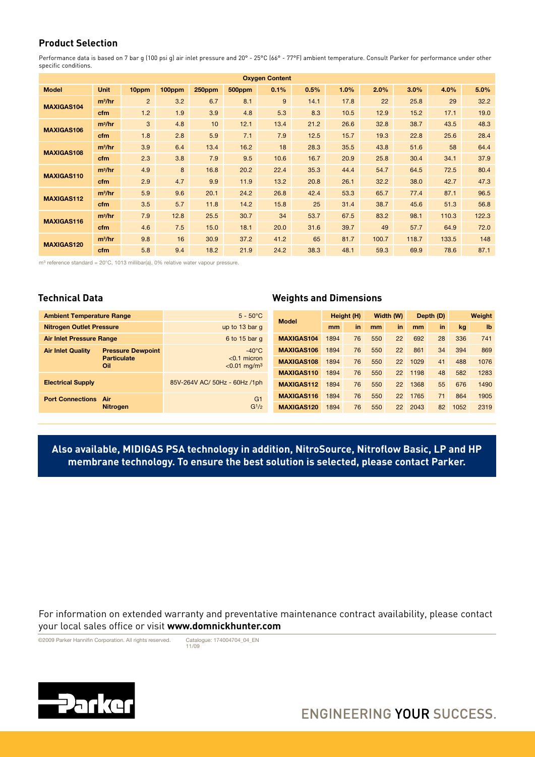## Product Selection

Performance data is based on 7 bar g (100 psi g) air inlet pressure and 20° - 25°C (66° - 77°F) ambient temperature. Consult Parker for performance under other specific conditions.

| | | Oxygen Content | | | | | | | | | | |
|---|---|---|---|---|---|---|---|---|---|---|---|---|
| **Model** | **Unit** | **10ppm** | **100ppm** | **250ppm** | **500ppm** | **0.1%** | **0.5%** | **1.0%** | **2.0%** | **3.0%** | **4.0%** | **5.0%** |
| **MAXIGAS104** | $m^3/hr$ | 2 | 3.2 | 6.7 | 8.1 | 9 | 14.1 | 17.8 | 22 | 25.8 | 29 | 32.2 |
| | cfm | 1.2 | 1.9 | 3.9 | 4.8 | 5.3 | 8.3 | 10.5 | 12.9 | 15.2 | 17.1 | 19.0 |
| **MAXIGAS106** | $m^3/hr$ | 3 | 4.8 | 10 | 12.1 | 13.4 | 21.2 | 26.6 | 32.8 | 38.7 | 43.5 | 48.3 |
| | cfm | 1.8 | 2.8 | 5.9 | 7.1 | 7.9 | 12.5 | 15.7 | 19.3 | 22.8 | 25.6 | 28.4 |
| **MAXIGAS108** | $m^3/hr$ | 3.9 | 6.4 | 13.4 | 16.2 | 18 | 28.3 | 35.5 | 43.8 | 51.6 | 58 | 64.4 |
| | cfm | 2.3 | 3.8 | 7.9 | 9.5 | 10.6 | 16.7 | 20.9 | 25.8 | 30.4 | 34.1 | 37.9 |
| **MAXIGAS110** | $m^3/hr$ | 4.9 | 8 | 16.8 | 20.2 | 22.4 | 35.3 | 44.4 | 54.7 | 64.5 | 72.5 | 80.4 |
| | cfm | 2.9 | 4.7 | 9.9 | 11.9 | 13.2 | 20.8 | 26.1 | 32.2 | 38.0 | 42.7 | 47.3 |
| **MAXIGAS112** | $m^3/hr$ | 5.9 | 9.6 | 20.1 | 24.2 | 26.8 | 42.4 | 53.3 | 65.7 | 77.4 | 87.1 | 96.5 |
| | cfm | 3.5 | 5.7 | 11.8 | 14.2 | 15.8 | 25 | 31.4 | 38.7 | 45.6 | 51.3 | 56.8 |
| **MAXIGAS116** | $m^3/hr$ | 7.9 | 12.8 | 25.5 | 30.7 | 34 | 53.7 | 67.5 | 83.2 | 98.1 | 110.3 | 122.3 |
| | cfm | 4.6 | 7.5 | 15.0 | 18.1 | 20.0 | 31.6 | 39.7 | 49 | 57.7 | 64.9 | 72.0 |
| **MAXIGAS120** | $m^3/hr$ | 9.8 | 16 | 30.9 | 37.2 | 41.2 | 65 | 81.7 | 100.7 | 118.7 | 133.5 | 148 |
| | cfm | 5.8 | 9.4 | 18.2 | 21.9 | 24.2 | 38.3 | 48.1 | 59.3 | 69.9 | 78.6 | 87.1 |

$m^3$ reference standard = 20°C, 1013 millibar(a), 0% relative water vapour pressure.

## Technical Data

| | | |
|---|---|---|
| **Ambient Temperature Range** | | 5 - 50°C |
| **Nitrogen Outlet Pressure** | | up to 13 bar g |
| **Air Inlet Pressure Range** | | 6 to 15 bar g |
| **Air Inlet Quality** | **Pressure Dewpoint** | -40°C |
| | **Particulate** | <0.1 micron |
| | **Oil** | <0.01 $mg/m^3$ |
| **Electrical Supply** | | 85V-264V AC/ 50Hz - 60Hz /1ph |
| **Port Connections** | **Air** | G1 |
| | **Nitrogen** | G1/2 |

## Weights and Dimensions

| Model | Height (H) | | Width (W) | | Depth (D) | | Weight | |
|---|---|---|---|---|---|---|---|---|
| | mm | in | mm | in | mm | in | kg | lb |
| **MAXIGAS104** | 1894 | 76 | 550 | 22 | 692 | 28 | 336 | 741 |
| **MAXIGAS106** | 1894 | 76 | 550 | 22 | 861 | 34 | 394 | 869 |
| **MAXIGAS108** | 1894 | 76 | 550 | 22 | 1029 | 41 | 488 | 1076 |
| **MAXIGAS110** | 1894 | 76 | 550 | 22 | 1198 | 48 | 582 | 1283 |
| **MAXIGAS112** | 1894 | 76 | 550 | 22 | 1368 | 55 | 676 | 1490 |
| **MAXIGAS116** | 1894 | 76 | 550 | 22 | 1765 | 71 | 864 | 1905 |
| **MAXIGAS120** | 1894 | 76 | 550 | 22 | 2043 | 82 | 1052 | 2319 |

**Also available, MIDIGAS PSA technology in addition, NitroSource, Nitroflow Basic, LP and HP membrane technology. To ensure the best solution is selected, please contact Parker.**

For information on extended warranty and preventative maintenance contract availability, please contact your local sales office or visit **www.domnickhunter.com**

©2009 Parker Hannifin Corporation. All rights reserved.

Catalogue: 174004704_04_EN
11/09

Parker

ENGINEERING YOUR SUCCESS.